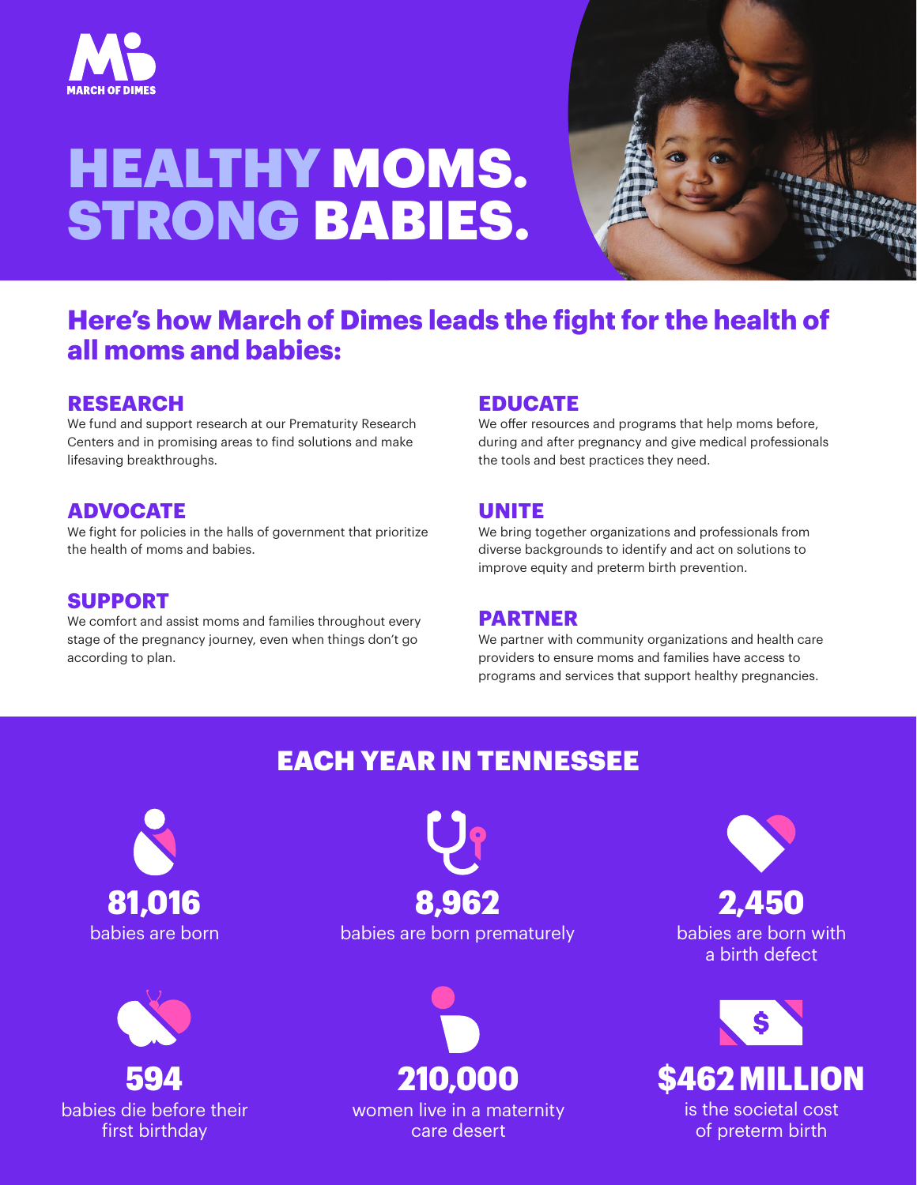MARCH OF DIMES

# HEALTHY MOMS. STRONG BABIES.

## Here's how March of Dimes leads the fight for the health of all moms and babies:

### RESEARCH

We fund and support research at our Prematurity Research Centers and in promising areas to find solutions and make lifesaving breakthroughs.

### ADVOCATE

We fight for policies in the halls of government that prioritize the health of moms and babies.

### SUPPORT

We comfort and assist moms and families throughout every stage of the pregnancy journey, even when things don't go according to plan.

### EDUCATE

We offer resources and programs that help moms before, during and after pregnancy and give medical professionals the tools and best practices they need.

### UNITE

We bring together organizations and professionals from diverse backgrounds to identify and act on solutions to improve equity and preterm birth prevention.

### PARTNER

We partner with community organizations and health care providers to ensure moms and families have access to programs and services that support healthy pregnancies.

## EACH YEAR IN TENNESSEE

**81,016**
babies are born

**8,962**
babies are born prematurely

**2,450**
babies are born with a birth defect

**594**
babies die before their first birthday

**210,000**
women live in a maternity care desert

**$462 MILLION**
is the societal cost of preterm birth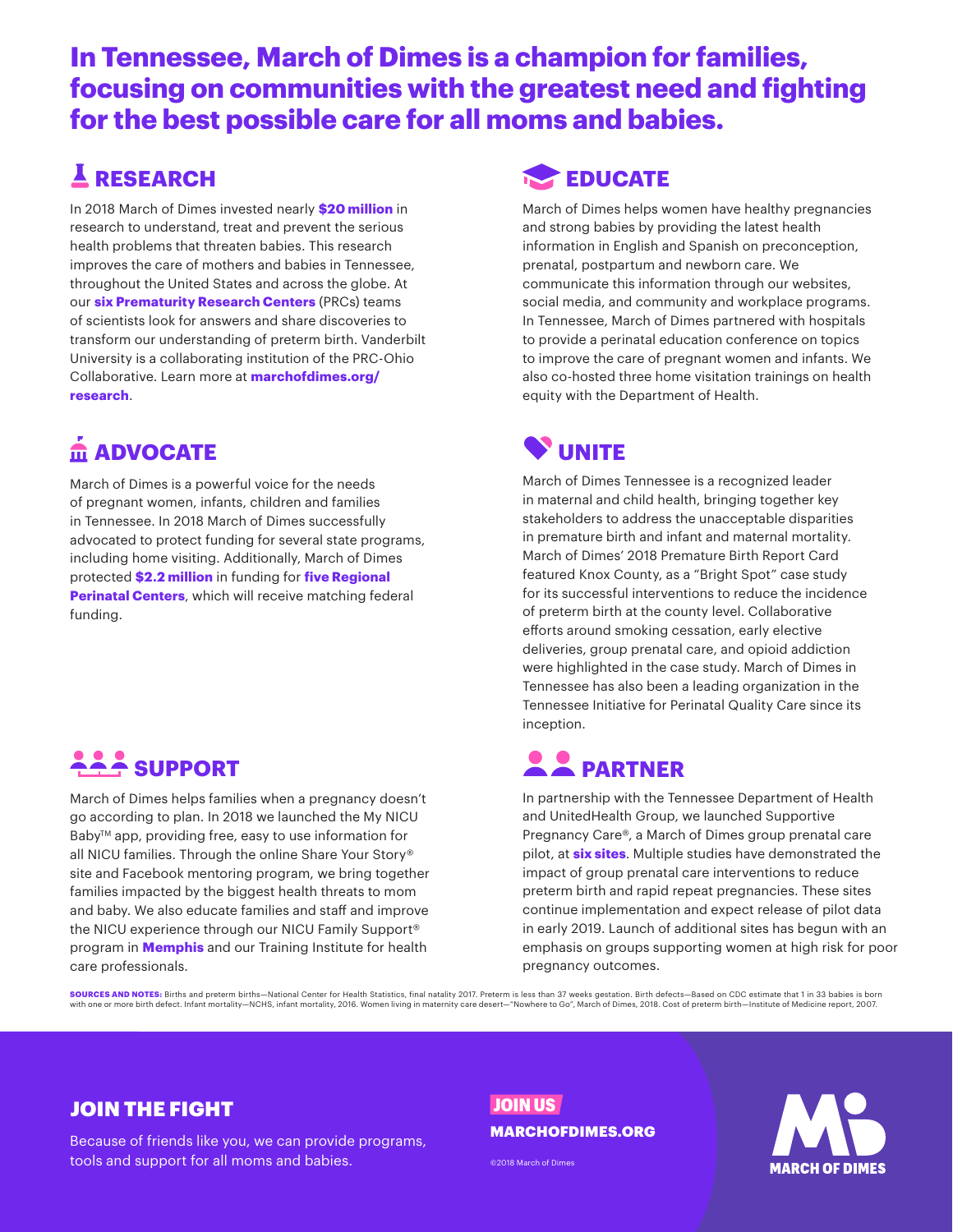# In Tennessee, March of Dimes is a champion for families, focusing on communities with the greatest need and fighting for the best possible care for all moms and babies.

## RESEARCH

In 2018 March of Dimes invested nearly **$20 million** in research to understand, treat and prevent the serious health problems that threaten babies. This research improves the care of mothers and babies in Tennessee, throughout the United States and across the globe. At our **six Prematurity Research Centers** (PRCs) teams of scientists look for answers and share discoveries to transform our understanding of preterm birth. Vanderbilt University is a collaborating institution of the PRC-Ohio Collaborative. Learn more at **marchofdimes.org/research**.

## ADVOCATE

March of Dimes is a powerful voice for the needs of pregnant women, infants, children and families in Tennessee. In 2018 March of Dimes successfully advocated to protect funding for several state programs, including home visiting. Additionally, March of Dimes protected **$2.2 million** in funding for **five Regional Perinatal Centers**, which will receive matching federal funding.

## SUPPORT

March of Dimes helps families when a pregnancy doesn't go according to plan. In 2018 we launched the My NICU Baby™ app, providing free, easy to use information for all NICU families. Through the online Share Your Story® site and Facebook mentoring program, we bring together families impacted by the biggest health threats to mom and baby. We also educate families and staff and improve the NICU experience through our NICU Family Support® program in **Memphis** and our Training Institute for health care professionals.

## EDUCATE

March of Dimes helps women have healthy pregnancies and strong babies by providing the latest health information in English and Spanish on preconception, prenatal, postpartum and newborn care. We communicate this information through our websites, social media, and community and workplace programs. In Tennessee, March of Dimes partnered with hospitals to provide a perinatal education conference on topics to improve the care of pregnant women and infants. We also co-hosted three home visitation trainings on health equity with the Department of Health.

## UNITE

March of Dimes Tennessee is a recognized leader in maternal and child health, bringing together key stakeholders to address the unacceptable disparities in premature birth and infant and maternal mortality. March of Dimes' 2018 Premature Birth Report Card featured Knox County, as a "Bright Spot" case study for its successful interventions to reduce the incidence of preterm birth at the county level. Collaborative efforts around smoking cessation, early elective deliveries, group prenatal care, and opioid addiction were highlighted in the case study. March of Dimes in Tennessee has also been a leading organization in the Tennessee Initiative for Perinatal Quality Care since its inception.

## PARTNER

In partnership with the Tennessee Department of Health and UnitedHealth Group, we launched Supportive Pregnancy Care®, a March of Dimes group prenatal care pilot, at **six sites**. Multiple studies have demonstrated the impact of group prenatal care interventions to reduce preterm birth and rapid repeat pregnancies. These sites continue implementation and expect release of pilot data in early 2019. Launch of additional sites has begun with an emphasis on groups supporting women at high risk for poor pregnancy outcomes.

**SOURCES AND NOTES:** Births and preterm births—National Center for Health Statistics, final natality 2017. Preterm is less than 37 weeks gestation. Birth defects—Based on CDC estimate that 1 in 33 babies is born with one or more birth defect. Infant mortality—NCHS, infant mortality, 2016. Women living in maternity care desert—"Nowhere to Go", March of Dimes, 2018. Cost of preterm birth—Institute of Medicine report, 2007.

## JOIN THE FIGHT

Because of friends like you, we can provide programs, tools and support for all moms and babies.

**JOIN US**
**MARCHOFDIMES.ORG**

©2018 March of Dimes

MARCH OF DIMES